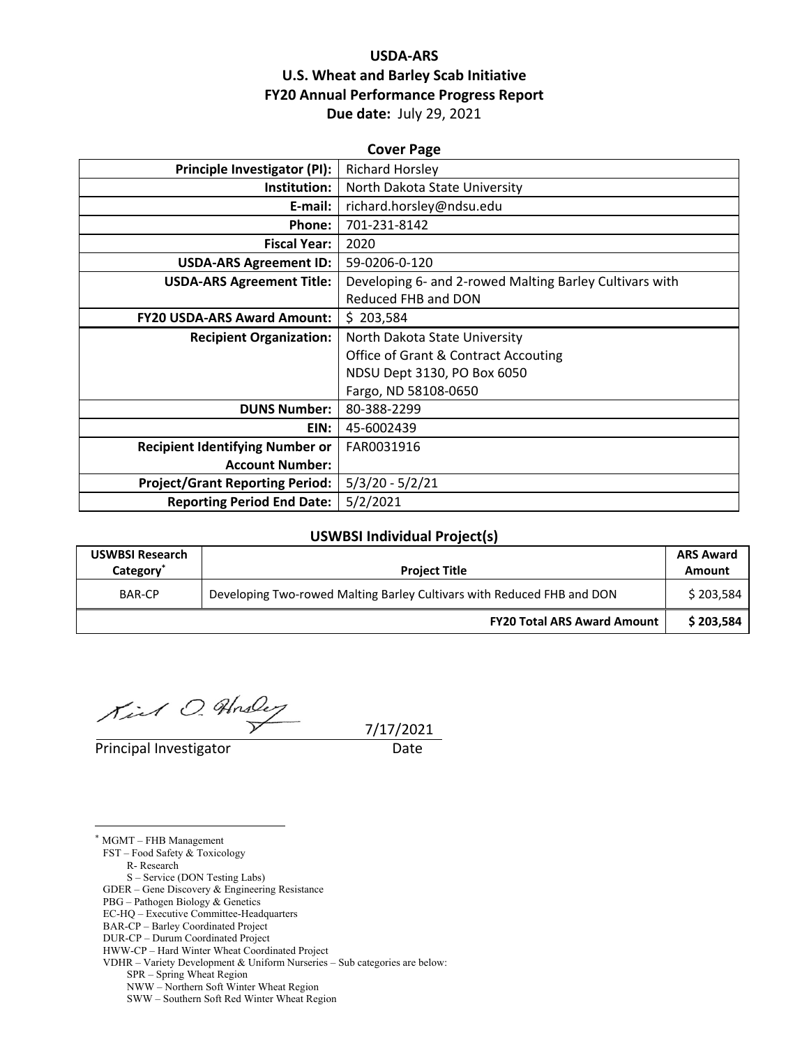# USDA-ARS

# U.S. Wheat and Barley Scab Initiative

# FY20 Annual Performance Progress Report

**Due date:** July 29, 2021

## Cover Page

| | |
|---|---|
| **Principle Investigator (PI):** | Richard Horsley |
| **Institution:** | North Dakota State University |
| **E-mail:** | richard.horsley@ndsu.edu |
| **Phone:** | 701-231-8142 |
| **Fiscal Year:** | 2020 |
| **USDA-ARS Agreement ID:** | 59-0206-0-120 |
| **USDA-ARS Agreement Title:** | Developing 6- and 2-rowed Malting Barley Cultivars with Reduced FHB and DON |
| **FY20 USDA-ARS Award Amount:** | $ 203,584 |
| **Recipient Organization:** | North Dakota State University<br>Office of Grant & Contract Accouting<br>NDSU Dept 3130, PO Box 6050<br>Fargo, ND 58108-0650 |
| **DUNS Number:** | 80-388-2299 |
| **EIN:** | 45-6002439 |
| **Recipient Identifying Number or Account Number:** | FAR0031916 |
| **Project/Grant Reporting Period:** | 5/3/20 - 5/2/21 |
| **Reporting Period End Date:** | 5/2/2021 |

## USWBSI Individual Project(s)

| USWBSI Research Category* | Project Title | ARS Award Amount |
|---|---|---|
| BAR-CP | Developing Two-rowed Malting Barley Cultivars with Reduced FHB and DON | $ 203,584 |
| | **FY20 Total ARS Award Amount** | **$ 203,584** |

Principal Investigator 7/17/2021

Date

* MGMT – FHB Management
FST – Food Safety & Toxicology
R- Research
S – Service (DON Testing Labs)
GDER – Gene Discovery & Engineering Resistance
PBG – Pathogen Biology & Genetics
EC-HQ – Executive Committee-Headquarters
BAR-CP – Barley Coordinated Project
DUR-CP – Durum Coordinated Project
HWW-CP – Hard Winter Wheat Coordinated Project
VDHR – Variety Development & Uniform Nurseries – Sub categories are below:
SPR – Spring Wheat Region
NWW – Northern Soft Winter Wheat Region
SWW – Southern Soft Red Winter Wheat Region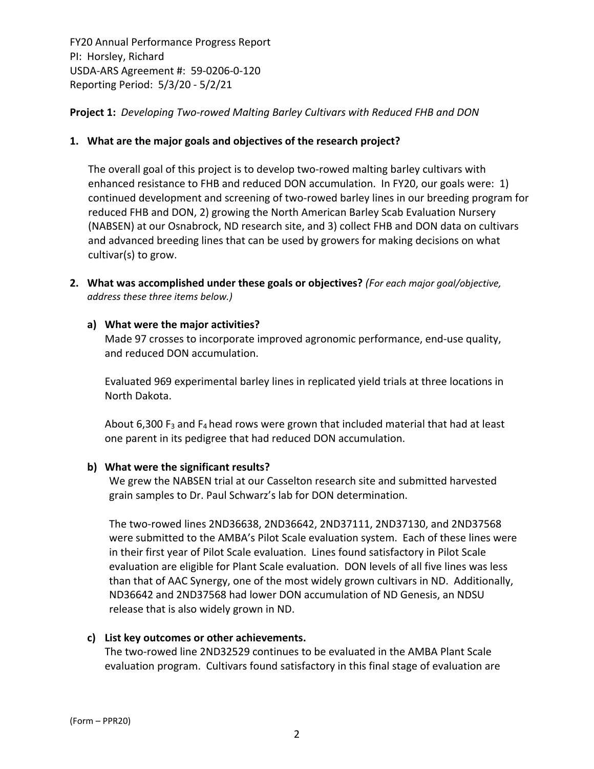FY20 Annual Performance Progress Report
PI: Horsley, Richard
USDA-ARS Agreement #: 59-0206-0-120
Reporting Period: 5/3/20 - 5/2/21

**Project 1:** *Developing Two-rowed Malting Barley Cultivars with Reduced FHB and DON*

**1. What are the major goals and objectives of the research project?**

The overall goal of this project is to develop two-rowed malting barley cultivars with enhanced resistance to FHB and reduced DON accumulation. In FY20, our goals were: 1) continued development and screening of two-rowed barley lines in our breeding program for reduced FHB and DON, 2) growing the North American Barley Scab Evaluation Nursery (NABSEN) at our Osnabrock, ND research site, and 3) collect FHB and DON data on cultivars and advanced breeding lines that can be used by growers for making decisions on what cultivar(s) to grow.

**2. What was accomplished under these goals or objectives?** *(For each major goal/objective, address these three items below.)*

**a) What were the major activities?**

Made 97 crosses to incorporate improved agronomic performance, end-use quality, and reduced DON accumulation.

Evaluated 969 experimental barley lines in replicated yield trials at three locations in North Dakota.

About 6,300 $F_3$ and $F_4$ head rows were grown that included material that had at least one parent in its pedigree that had reduced DON accumulation.

**b) What were the significant results?**

We grew the NABSEN trial at our Casselton research site and submitted harvested grain samples to Dr. Paul Schwarz's lab for DON determination.

The two-rowed lines 2ND36638, 2ND36642, 2ND37111, 2ND37130, and 2ND37568 were submitted to the AMBA's Pilot Scale evaluation system. Each of these lines were in their first year of Pilot Scale evaluation. Lines found satisfactory in Pilot Scale evaluation are eligible for Plant Scale evaluation. DON levels of all five lines was less than that of AAC Synergy, one of the most widely grown cultivars in ND. Additionally, ND36642 and 2ND37568 had lower DON accumulation of ND Genesis, an NDSU release that is also widely grown in ND.

**c) List key outcomes or other achievements.**

The two-rowed line 2ND32529 continues to be evaluated in the AMBA Plant Scale evaluation program. Cultivars found satisfactory in this final stage of evaluation are

(Form – PPR20)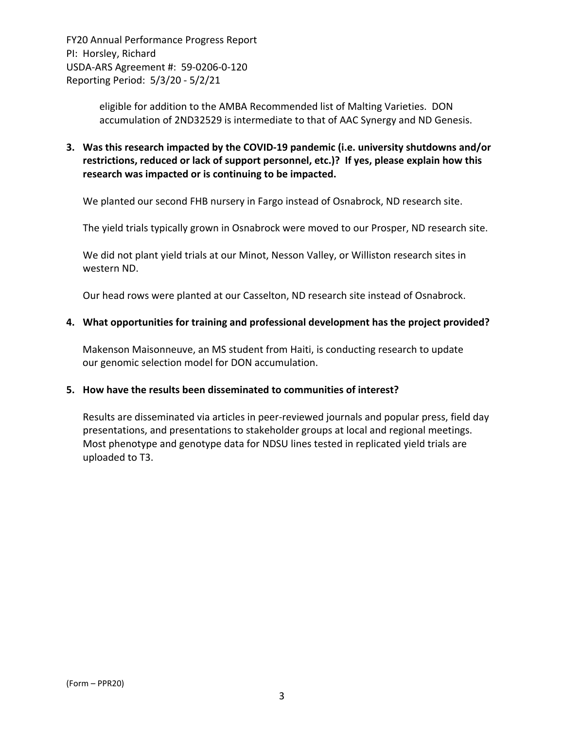eligible for addition to the AMBA Recommended list of Malting Varieties. DON accumulation of 2ND32529 is intermediate to that of AAC Synergy and ND Genesis.

**3. Was this research impacted by the COVID-19 pandemic (i.e. university shutdowns and/or restrictions, reduced or lack of support personnel, etc.)? If yes, please explain how this research was impacted or is continuing to be impacted.**

We planted our second FHB nursery in Fargo instead of Osnabrock, ND research site.

The yield trials typically grown in Osnabrock were moved to our Prosper, ND research site.

We did not plant yield trials at our Minot, Nesson Valley, or Williston research sites in western ND.

Our head rows were planted at our Casselton, ND research site instead of Osnabrock.

**4. What opportunities for training and professional development has the project provided?**

Makenson Maisonneuve, an MS student from Haiti, is conducting research to update our genomic selection model for DON accumulation.

**5. How have the results been disseminated to communities of interest?**

Results are disseminated via articles in peer-reviewed journals and popular press, field day presentations, and presentations to stakeholder groups at local and regional meetings. Most phenotype and genotype data for NDSU lines tested in replicated yield trials are uploaded to T3.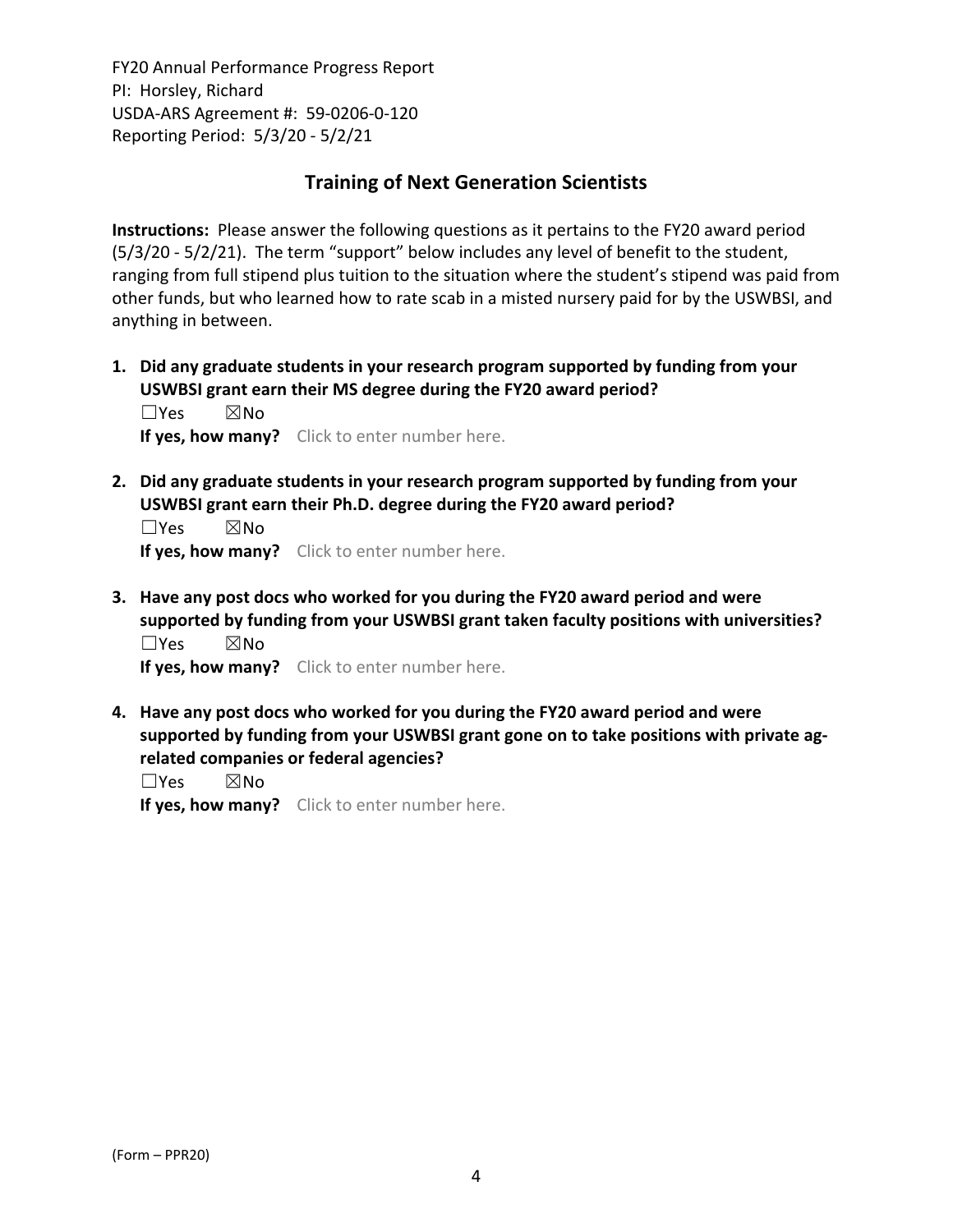FY20 Annual Performance Progress Report
PI: Horsley, Richard
USDA-ARS Agreement #: 59-0206-0-120
Reporting Period: 5/3/20 - 5/2/21

## Training of Next Generation Scientists

**Instructions:** Please answer the following questions as it pertains to the FY20 award period (5/3/20 - 5/2/21). The term "support" below includes any level of benefit to the student, ranging from full stipend plus tuition to the situation where the student's stipend was paid from other funds, but who learned how to rate scab in a misted nursery paid for by the USWBSI, and anything in between.

1. **Did any graduate students in your research program supported by funding from your USWBSI grant earn their MS degree during the FY20 award period?**
   ☐Yes ☒No
   **If yes, how many?** Click to enter number here.

2. **Did any graduate students in your research program supported by funding from your USWBSI grant earn their Ph.D. degree during the FY20 award period?**
   ☐Yes ☒No
   **If yes, how many?** Click to enter number here.

3. **Have any post docs who worked for you during the FY20 award period and were supported by funding from your USWBSI grant taken faculty positions with universities?**
   ☐Yes ☒No
   **If yes, how many?** Click to enter number here.

4. **Have any post docs who worked for you during the FY20 award period and were supported by funding from your USWBSI grant gone on to take positions with private ag-related companies or federal agencies?**
   ☐Yes ☒No
   **If yes, how many?** Click to enter number here.

(Form – PPR20)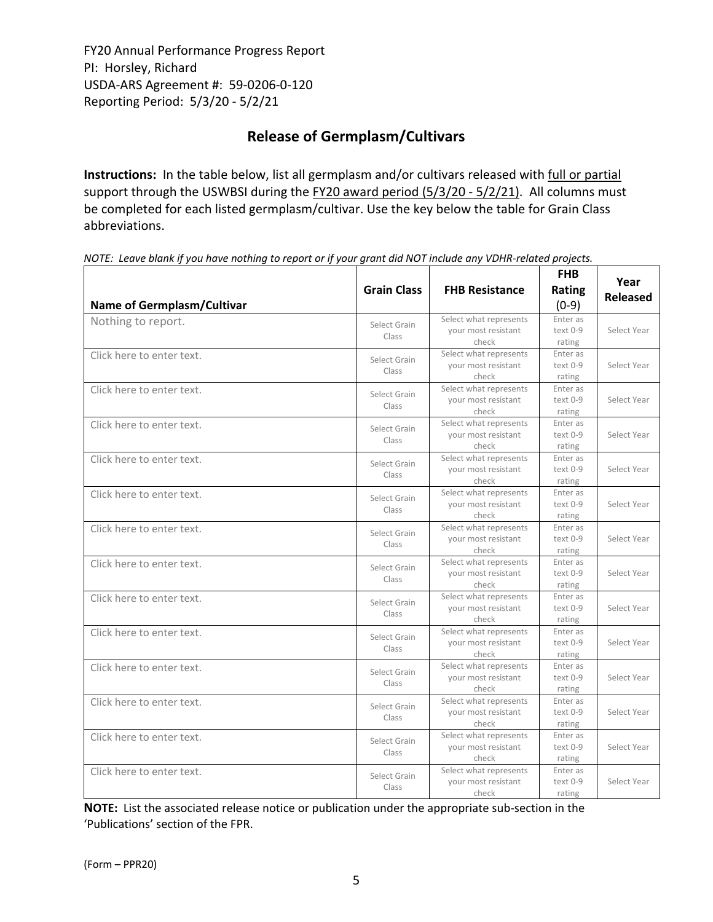FY20 Annual Performance Progress Report
PI: Horsley, Richard
USDA-ARS Agreement #: 59-0206-0-120
Reporting Period: 5/3/20 - 5/2/21

## Release of Germplasm/Cultivars

**Instructions:** In the table below, list all germplasm and/or cultivars released with full or partial support through the USWBSI during the FY20 award period (5/3/20 - 5/2/21). All columns must be completed for each listed germplasm/cultivar. Use the key below the table for Grain Class abbreviations.

*NOTE: Leave blank if you have nothing to report or if your grant did NOT include any VDHR-related projects.*

| Name of Germplasm/Cultivar | Grain Class | FHB Resistance | FHB Rating (0-9) | Year Released |
|---|---|---|---|---|
| Nothing to report. | Select Grain Class | Select what represents your most resistant check | Enter as text 0-9 rating | Select Year |
| Click here to enter text. | Select Grain Class | Select what represents your most resistant check | Enter as text 0-9 rating | Select Year |
| Click here to enter text. | Select Grain Class | Select what represents your most resistant check | Enter as text 0-9 rating | Select Year |
| Click here to enter text. | Select Grain Class | Select what represents your most resistant check | Enter as text 0-9 rating | Select Year |
| Click here to enter text. | Select Grain Class | Select what represents your most resistant check | Enter as text 0-9 rating | Select Year |
| Click here to enter text. | Select Grain Class | Select what represents your most resistant check | Enter as text 0-9 rating | Select Year |
| Click here to enter text. | Select Grain Class | Select what represents your most resistant check | Enter as text 0-9 rating | Select Year |
| Click here to enter text. | Select Grain Class | Select what represents your most resistant check | Enter as text 0-9 rating | Select Year |
| Click here to enter text. | Select Grain Class | Select what represents your most resistant check | Enter as text 0-9 rating | Select Year |
| Click here to enter text. | Select Grain Class | Select what represents your most resistant check | Enter as text 0-9 rating | Select Year |
| Click here to enter text. | Select Grain Class | Select what represents your most resistant check | Enter as text 0-9 rating | Select Year |
| Click here to enter text. | Select Grain Class | Select what represents your most resistant check | Enter as text 0-9 rating | Select Year |
| Click here to enter text. | Select Grain Class | Select what represents your most resistant check | Enter as text 0-9 rating | Select Year |
| Click here to enter text. | Select Grain Class | Select what represents your most resistant check | Enter as text 0-9 rating | Select Year |

**NOTE:** List the associated release notice or publication under the appropriate sub-section in the 'Publications' section of the FPR.

(Form – PPR20)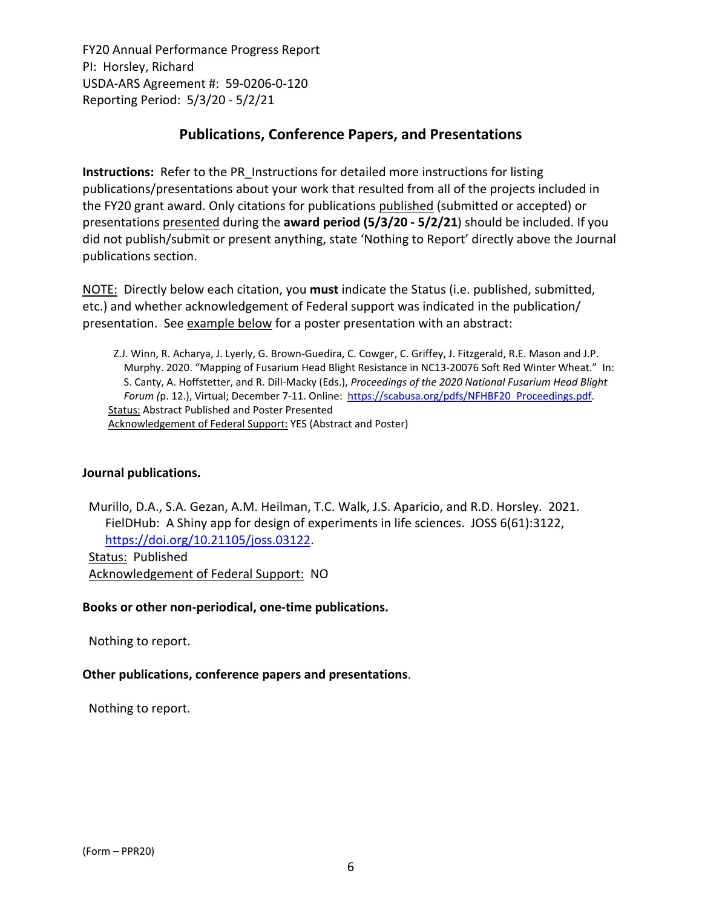FY20 Annual Performance Progress Report
PI: Horsley, Richard
USDA-ARS Agreement #: 59-0206-0-120
Reporting Period: 5/3/20 - 5/2/21

## Publications, Conference Papers, and Presentations

**Instructions:** Refer to the PR_Instructions for detailed more instructions for listing publications/presentations about your work that resulted from all of the projects included in the FY20 grant award. Only citations for publications published (submitted or accepted) or presentations presented during the **award period (5/3/20 - 5/2/21**) should be included. If you did not publish/submit or present anything, state 'Nothing to Report' directly above the Journal publications section.

NOTE: Directly below each citation, you **must** indicate the Status (i.e. published, submitted, etc.) and whether acknowledgement of Federal support was indicated in the publication/ presentation. See example below for a poster presentation with an abstract:

> Z.J. Winn, R. Acharya, J. Lyerly, G. Brown-Guedira, C. Cowger, C. Griffey, J. Fitzgerald, R.E. Mason and J.P. Murphy. 2020. "Mapping of Fusarium Head Blight Resistance in NC13-20076 Soft Red Winter Wheat." In: S. Canty, A. Hoffstetter, and R. Dill-Macky (Eds.), *Proceedings of the 2020 National Fusarium Head Blight Forum (*p. 12.), Virtual; December 7-11. Online: https://scabusa.org/pdfs/NFHBF20_Proceedings.pdf.
> Status: Abstract Published and Poster Presented
> Acknowledgement of Federal Support: YES (Abstract and Poster)

**Journal publications.**

Murillo, D.A., S.A. Gezan, A.M. Heilman, T.C. Walk, J.S. Aparicio, and R.D. Horsley. 2021. FielDHub: A Shiny app for design of experiments in life sciences. JOSS 6(61):3122, https://doi.org/10.21105/joss.03122.
Status: Published
Acknowledgement of Federal Support: NO

**Books or other non-periodical, one-time publications.**

Nothing to report.

**Other publications, conference papers and presentations**.

Nothing to report.

(Form – PPR20)